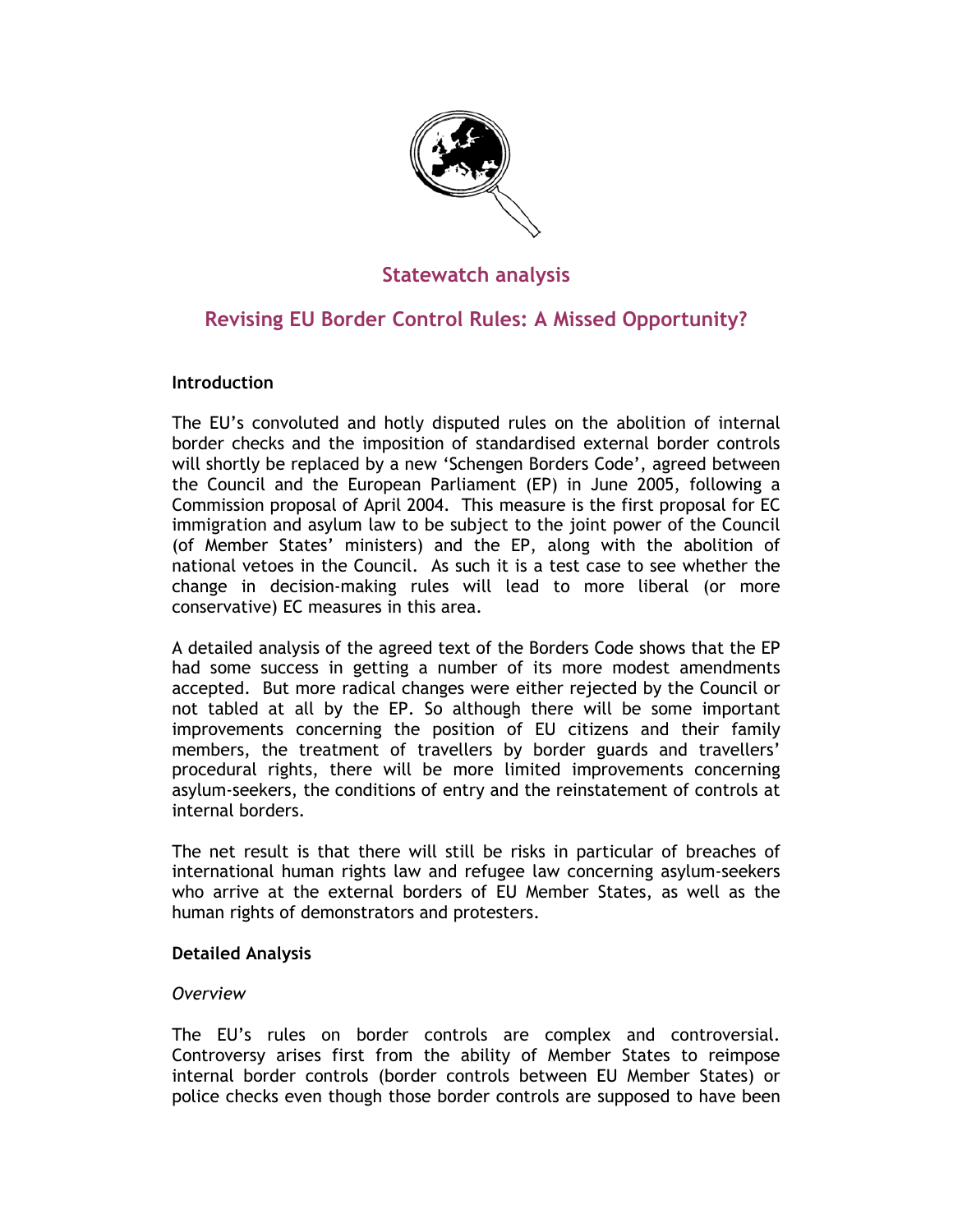## Statewatch analysis

# Revising EU Border Control Rules: A Missed Opportunity?

**Introduction**

The EU's convoluted and hotly disputed rules on the abolition of internal border checks and the imposition of standardised external border controls will shortly be replaced by a new 'Schengen Borders Code', agreed between the Council and the European Parliament (EP) in June 2005, following a Commission proposal of April 2004. This measure is the first proposal for EC immigration and asylum law to be subject to the joint power of the Council (of Member States' ministers) and the EP, along with the abolition of national vetoes in the Council. As such it is a test case to see whether the change in decision-making rules will lead to more liberal (or more conservative) EC measures in this area.

A detailed analysis of the agreed text of the Borders Code shows that the EP had some success in getting a number of its more modest amendments accepted. But more radical changes were either rejected by the Council or not tabled at all by the EP. So although there will be some important improvements concerning the position of EU citizens and their family members, the treatment of travellers by border guards and travellers' procedural rights, there will be more limited improvements concerning asylum-seekers, the conditions of entry and the reinstatement of controls at internal borders.

The net result is that there will still be risks in particular of breaches of international human rights law and refugee law concerning asylum-seekers who arrive at the external borders of EU Member States, as well as the human rights of demonstrators and protesters.

**Detailed Analysis**

*Overview*

The EU's rules on border controls are complex and controversial. Controversy arises first from the ability of Member States to reimpose internal border controls (border controls between EU Member States) or police checks even though those border controls are supposed to have been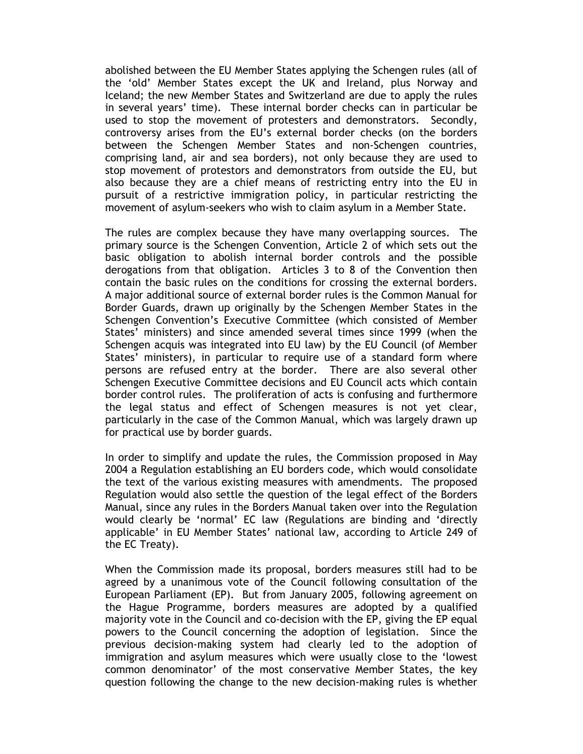abolished between the EU Member States applying the Schengen rules (all of the 'old' Member States except the UK and Ireland, plus Norway and Iceland; the new Member States and Switzerland are due to apply the rules in several years' time). These internal border checks can in particular be used to stop the movement of protesters and demonstrators. Secondly, controversy arises from the EU's external border checks (on the borders between the Schengen Member States and non-Schengen countries, comprising land, air and sea borders), not only because they are used to stop movement of protestors and demonstrators from outside the EU, but also because they are a chief means of restricting entry into the EU in pursuit of a restrictive immigration policy, in particular restricting the movement of asylum-seekers who wish to claim asylum in a Member State.

The rules are complex because they have many overlapping sources. The primary source is the Schengen Convention, Article 2 of which sets out the basic obligation to abolish internal border controls and the possible derogations from that obligation. Articles 3 to 8 of the Convention then contain the basic rules on the conditions for crossing the external borders. A major additional source of external border rules is the Common Manual for Border Guards, drawn up originally by the Schengen Member States in the Schengen Convention's Executive Committee (which consisted of Member States' ministers) and since amended several times since 1999 (when the Schengen acquis was integrated into EU law) by the EU Council (of Member States' ministers), in particular to require use of a standard form where persons are refused entry at the border. There are also several other Schengen Executive Committee decisions and EU Council acts which contain border control rules. The proliferation of acts is confusing and furthermore the legal status and effect of Schengen measures is not yet clear, particularly in the case of the Common Manual, which was largely drawn up for practical use by border guards.

In order to simplify and update the rules, the Commission proposed in May 2004 a Regulation establishing an EU borders code, which would consolidate the text of the various existing measures with amendments. The proposed Regulation would also settle the question of the legal effect of the Borders Manual, since any rules in the Borders Manual taken over into the Regulation would clearly be 'normal' EC law (Regulations are binding and 'directly applicable' in EU Member States' national law, according to Article 249 of the EC Treaty).

When the Commission made its proposal, borders measures still had to be agreed by a unanimous vote of the Council following consultation of the European Parliament (EP). But from January 2005, following agreement on the Hague Programme, borders measures are adopted by a qualified majority vote in the Council and co-decision with the EP, giving the EP equal powers to the Council concerning the adoption of legislation. Since the previous decision-making system had clearly led to the adoption of immigration and asylum measures which were usually close to the 'lowest common denominator' of the most conservative Member States, the key question following the change to the new decision-making rules is whether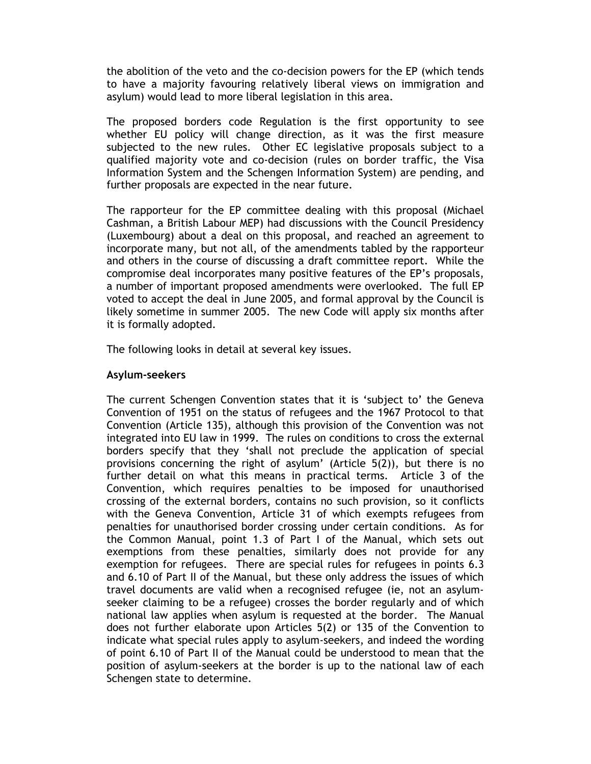the abolition of the veto and the co-decision powers for the EP (which tends to have a majority favouring relatively liberal views on immigration and asylum) would lead to more liberal legislation in this area.

The proposed borders code Regulation is the first opportunity to see whether EU policy will change direction, as it was the first measure subjected to the new rules. Other EC legislative proposals subject to a qualified majority vote and co-decision (rules on border traffic, the Visa Information System and the Schengen Information System) are pending, and further proposals are expected in the near future.

The rapporteur for the EP committee dealing with this proposal (Michael Cashman, a British Labour MEP) had discussions with the Council Presidency (Luxembourg) about a deal on this proposal, and reached an agreement to incorporate many, but not all, of the amendments tabled by the rapporteur and others in the course of discussing a draft committee report. While the compromise deal incorporates many positive features of the EP's proposals, a number of important proposed amendments were overlooked. The full EP voted to accept the deal in June 2005, and formal approval by the Council is likely sometime in summer 2005. The new Code will apply six months after it is formally adopted.

The following looks in detail at several key issues.

**Asylum-seekers**

The current Schengen Convention states that it is 'subject to' the Geneva Convention of 1951 on the status of refugees and the 1967 Protocol to that Convention (Article 135), although this provision of the Convention was not integrated into EU law in 1999. The rules on conditions to cross the external borders specify that they 'shall not preclude the application of special provisions concerning the right of asylum' (Article 5(2)), but there is no further detail on what this means in practical terms. Article 3 of the Convention, which requires penalties to be imposed for unauthorised crossing of the external borders, contains no such provision, so it conflicts with the Geneva Convention, Article 31 of which exempts refugees from penalties for unauthorised border crossing under certain conditions. As for the Common Manual, point 1.3 of Part I of the Manual, which sets out exemptions from these penalties, similarly does not provide for any exemption for refugees. There are special rules for refugees in points 6.3 and 6.10 of Part II of the Manual, but these only address the issues of which travel documents are valid when a recognised refugee (ie, not an asylum-seeker claiming to be a refugee) crosses the border regularly and of which national law applies when asylum is requested at the border. The Manual does not further elaborate upon Articles 5(2) or 135 of the Convention to indicate what special rules apply to asylum-seekers, and indeed the wording of point 6.10 of Part II of the Manual could be understood to mean that the position of asylum-seekers at the border is up to the national law of each Schengen state to determine.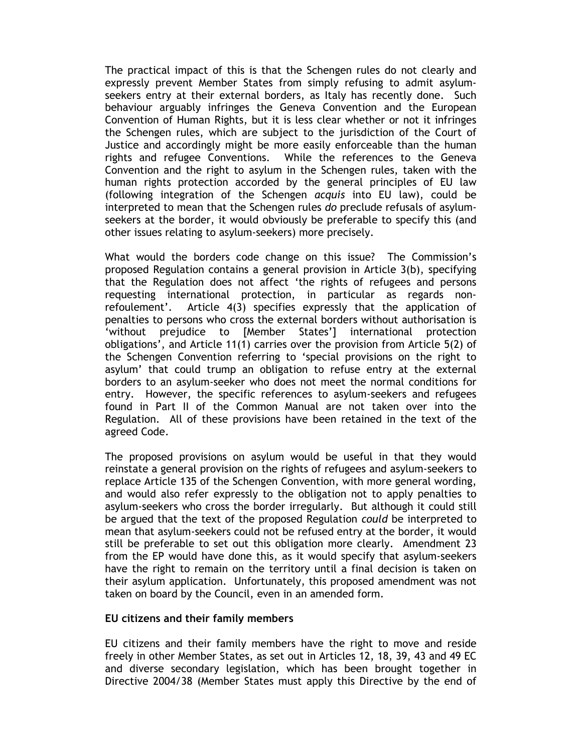The practical impact of this is that the Schengen rules do not clearly and expressly prevent Member States from simply refusing to admit asylum-seekers entry at their external borders, as Italy has recently done. Such behaviour arguably infringes the Geneva Convention and the European Convention of Human Rights, but it is less clear whether or not it infringes the Schengen rules, which are subject to the jurisdiction of the Court of Justice and accordingly might be more easily enforceable than the human rights and refugee Conventions. While the references to the Geneva Convention and the right to asylum in the Schengen rules, taken with the human rights protection accorded by the general principles of EU law (following integration of the Schengen *acquis* into EU law), could be interpreted to mean that the Schengen rules *do* preclude refusals of asylum-seekers at the border, it would obviously be preferable to specify this (and other issues relating to asylum-seekers) more precisely.

What would the borders code change on this issue? The Commission's proposed Regulation contains a general provision in Article 3(b), specifying that the Regulation does not affect 'the rights of refugees and persons requesting international protection, in particular as regards non-refoulement'. Article 4(3) specifies expressly that the application of penalties to persons who cross the external borders without authorisation is 'without prejudice to [Member States'] international protection obligations', and Article 11(1) carries over the provision from Article 5(2) of the Schengen Convention referring to 'special provisions on the right to asylum' that could trump an obligation to refuse entry at the external borders to an asylum-seeker who does not meet the normal conditions for entry. However, the specific references to asylum-seekers and refugees found in Part II of the Common Manual are not taken over into the Regulation. All of these provisions have been retained in the text of the agreed Code.

The proposed provisions on asylum would be useful in that they would reinstate a general provision on the rights of refugees and asylum-seekers to replace Article 135 of the Schengen Convention, with more general wording, and would also refer expressly to the obligation not to apply penalties to asylum-seekers who cross the border irregularly. But although it could still be argued that the text of the proposed Regulation *could* be interpreted to mean that asylum-seekers could not be refused entry at the border, it would still be preferable to set out this obligation more clearly. Amendment 23 from the EP would have done this, as it would specify that asylum-seekers have the right to remain on the territory until a final decision is taken on their asylum application. Unfortunately, this proposed amendment was not taken on board by the Council, even in an amended form.

**EU citizens and their family members**

EU citizens and their family members have the right to move and reside freely in other Member States, as set out in Articles 12, 18, 39, 43 and 49 EC and diverse secondary legislation, which has been brought together in Directive 2004/38 (Member States must apply this Directive by the end of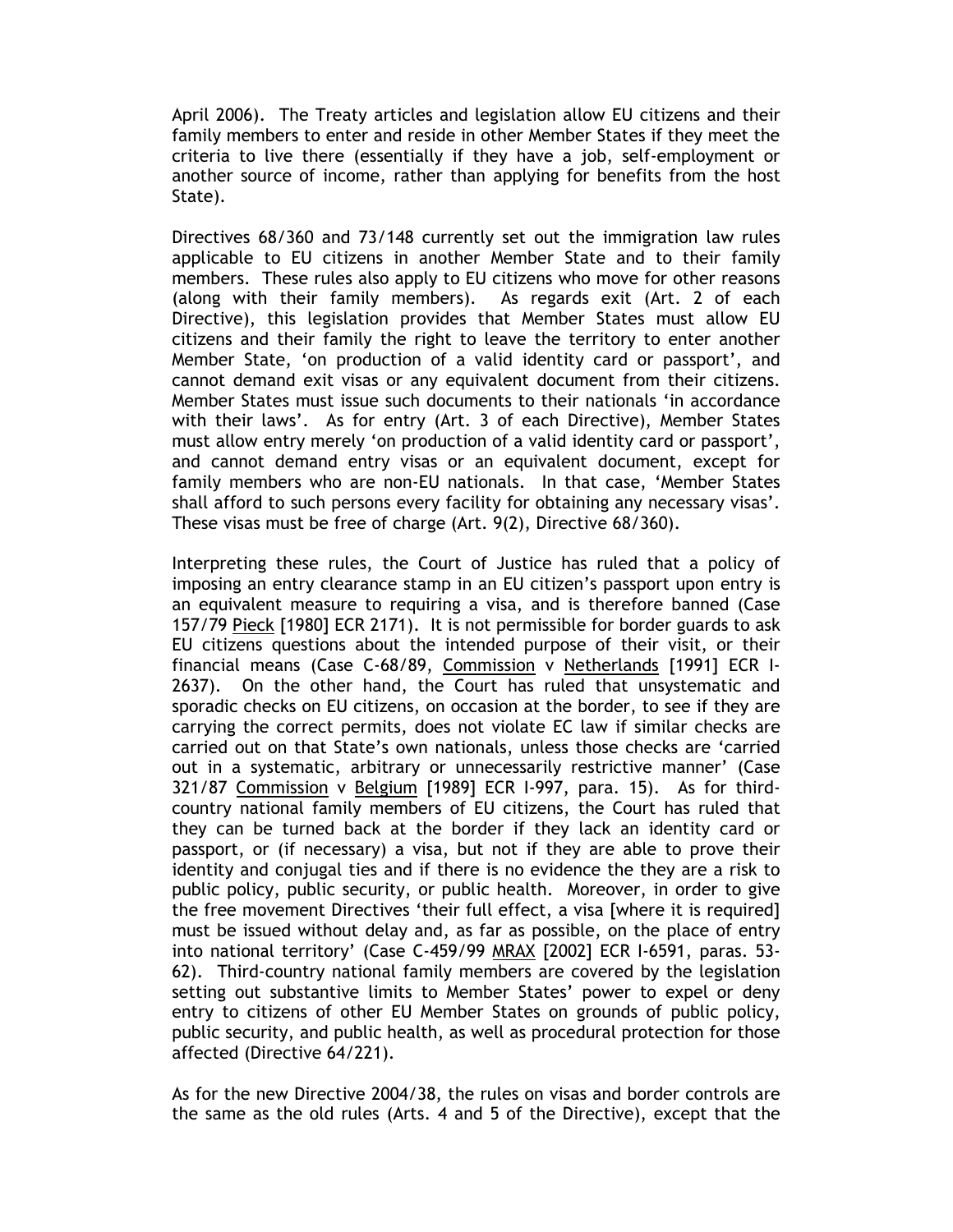April 2006). The Treaty articles and legislation allow EU citizens and their family members to enter and reside in other Member States if they meet the criteria to live there (essentially if they have a job, self-employment or another source of income, rather than applying for benefits from the host State).

Directives 68/360 and 73/148 currently set out the immigration law rules applicable to EU citizens in another Member State and to their family members. These rules also apply to EU citizens who move for other reasons (along with their family members). As regards exit (Art. 2 of each Directive), this legislation provides that Member States must allow EU citizens and their family the right to leave the territory to enter another Member State, 'on production of a valid identity card or passport', and cannot demand exit visas or any equivalent document from their citizens. Member States must issue such documents to their nationals 'in accordance with their laws'. As for entry (Art. 3 of each Directive), Member States must allow entry merely 'on production of a valid identity card or passport', and cannot demand entry visas or an equivalent document, except for family members who are non-EU nationals. In that case, 'Member States shall afford to such persons every facility for obtaining any necessary visas'. These visas must be free of charge (Art. 9(2), Directive 68/360).

Interpreting these rules, the Court of Justice has ruled that a policy of imposing an entry clearance stamp in an EU citizen's passport upon entry is an equivalent measure to requiring a visa, and is therefore banned (Case 157/79 Pieck [1980] ECR 2171). It is not permissible for border guards to ask EU citizens questions about the intended purpose of their visit, or their financial means (Case C-68/89, Commission v Netherlands [1991] ECR I-2637). On the other hand, the Court has ruled that unsystematic and sporadic checks on EU citizens, on occasion at the border, to see if they are carrying the correct permits, does not violate EC law if similar checks are carried out on that State's own nationals, unless those checks are 'carried out in a systematic, arbitrary or unnecessarily restrictive manner' (Case 321/87 Commission v Belgium [1989] ECR I-997, para. 15). As for third-country national family members of EU citizens, the Court has ruled that they can be turned back at the border if they lack an identity card or passport, or (if necessary) a visa, but not if they are able to prove their identity and conjugal ties and if there is no evidence the they are a risk to public policy, public security, or public health. Moreover, in order to give the free movement Directives 'their full effect, a visa [where it is required] must be issued without delay and, as far as possible, on the place of entry into national territory' (Case C-459/99 MRAX [2002] ECR I-6591, paras. 53-62). Third-country national family members are covered by the legislation setting out substantive limits to Member States' power to expel or deny entry to citizens of other EU Member States on grounds of public policy, public security, and public health, as well as procedural protection for those affected (Directive 64/221).

As for the new Directive 2004/38, the rules on visas and border controls are the same as the old rules (Arts. 4 and 5 of the Directive), except that the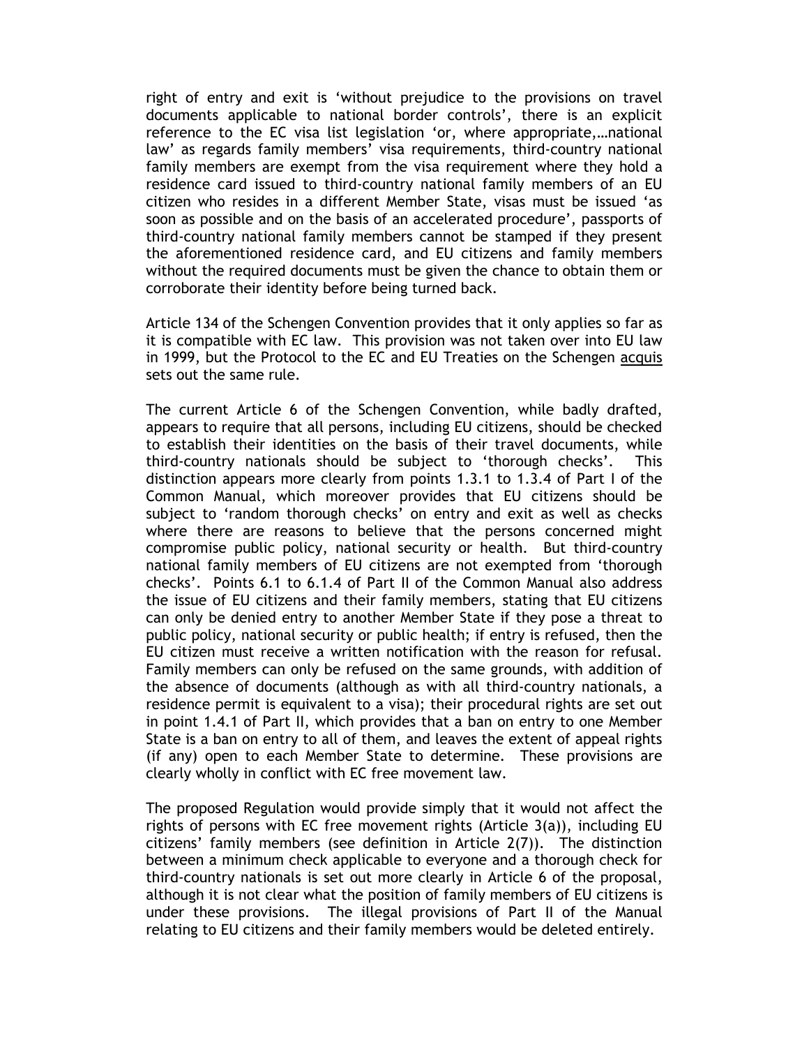right of entry and exit is 'without prejudice to the provisions on travel documents applicable to national border controls', there is an explicit reference to the EC visa list legislation 'or, where appropriate,…national law' as regards family members' visa requirements, third-country national family members are exempt from the visa requirement where they hold a residence card issued to third-country national family members of an EU citizen who resides in a different Member State, visas must be issued 'as soon as possible and on the basis of an accelerated procedure', passports of third-country national family members cannot be stamped if they present the aforementioned residence card, and EU citizens and family members without the required documents must be given the chance to obtain them or corroborate their identity before being turned back.

Article 134 of the Schengen Convention provides that it only applies so far as it is compatible with EC law. This provision was not taken over into EU law in 1999, but the Protocol to the EC and EU Treaties on the Schengen <u>acquis</u> sets out the same rule.

The current Article 6 of the Schengen Convention, while badly drafted, appears to require that all persons, including EU citizens, should be checked to establish their identities on the basis of their travel documents, while third-country nationals should be subject to 'thorough checks'. This distinction appears more clearly from points 1.3.1 to 1.3.4 of Part I of the Common Manual, which moreover provides that EU citizens should be subject to 'random thorough checks' on entry and exit as well as checks where there are reasons to believe that the persons concerned might compromise public policy, national security or health. But third-country national family members of EU citizens are not exempted from 'thorough checks'. Points 6.1 to 6.1.4 of Part II of the Common Manual also address the issue of EU citizens and their family members, stating that EU citizens can only be denied entry to another Member State if they pose a threat to public policy, national security or public health; if entry is refused, then the EU citizen must receive a written notification with the reason for refusal. Family members can only be refused on the same grounds, with addition of the absence of documents (although as with all third-country nationals, a residence permit is equivalent to a visa); their procedural rights are set out in point 1.4.1 of Part II, which provides that a ban on entry to one Member State is a ban on entry to all of them, and leaves the extent of appeal rights (if any) open to each Member State to determine. These provisions are clearly wholly in conflict with EC free movement law.

The proposed Regulation would provide simply that it would not affect the rights of persons with EC free movement rights (Article 3(a)), including EU citizens' family members (see definition in Article 2(7)). The distinction between a minimum check applicable to everyone and a thorough check for third-country nationals is set out more clearly in Article 6 of the proposal, although it is not clear what the position of family members of EU citizens is under these provisions. The illegal provisions of Part II of the Manual relating to EU citizens and their family members would be deleted entirely.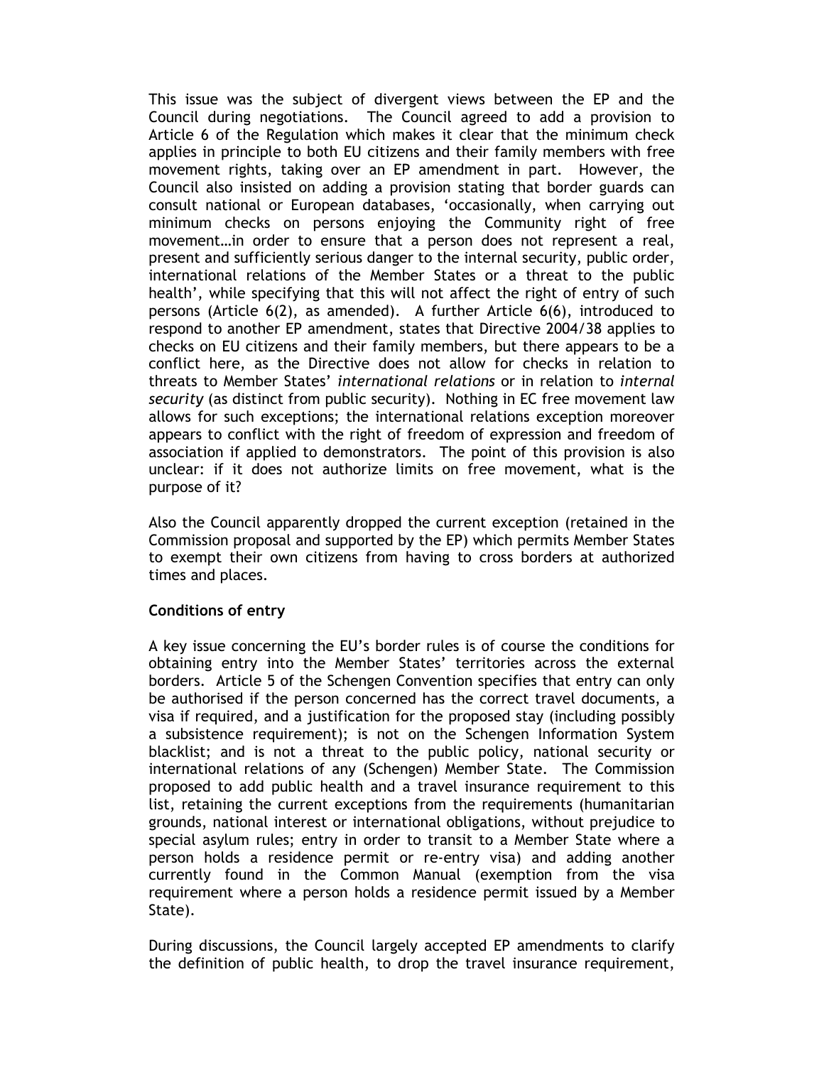This issue was the subject of divergent views between the EP and the Council during negotiations. The Council agreed to add a provision to Article 6 of the Regulation which makes it clear that the minimum check applies in principle to both EU citizens and their family members with free movement rights, taking over an EP amendment in part. However, the Council also insisted on adding a provision stating that border guards can consult national or European databases, 'occasionally, when carrying out minimum checks on persons enjoying the Community right of free movement…in order to ensure that a person does not represent a real, present and sufficiently serious danger to the internal security, public order, international relations of the Member States or a threat to the public health', while specifying that this will not affect the right of entry of such persons (Article 6(2), as amended). A further Article 6(6), introduced to respond to another EP amendment, states that Directive 2004/38 applies to checks on EU citizens and their family members, but there appears to be a conflict here, as the Directive does not allow for checks in relation to threats to Member States' *international relations* or in relation to *internal security* (as distinct from public security). Nothing in EC free movement law allows for such exceptions; the international relations exception moreover appears to conflict with the right of freedom of expression and freedom of association if applied to demonstrators. The point of this provision is also unclear: if it does not authorize limits on free movement, what is the purpose of it?

Also the Council apparently dropped the current exception (retained in the Commission proposal and supported by the EP) which permits Member States to exempt their own citizens from having to cross borders at authorized times and places.

**Conditions of entry**

A key issue concerning the EU's border rules is of course the conditions for obtaining entry into the Member States' territories across the external borders. Article 5 of the Schengen Convention specifies that entry can only be authorised if the person concerned has the correct travel documents, a visa if required, and a justification for the proposed stay (including possibly a subsistence requirement); is not on the Schengen Information System blacklist; and is not a threat to the public policy, national security or international relations of any (Schengen) Member State. The Commission proposed to add public health and a travel insurance requirement to this list, retaining the current exceptions from the requirements (humanitarian grounds, national interest or international obligations, without prejudice to special asylum rules; entry in order to transit to a Member State where a person holds a residence permit or re-entry visa) and adding another currently found in the Common Manual (exemption from the visa requirement where a person holds a residence permit issued by a Member State).

During discussions, the Council largely accepted EP amendments to clarify the definition of public health, to drop the travel insurance requirement,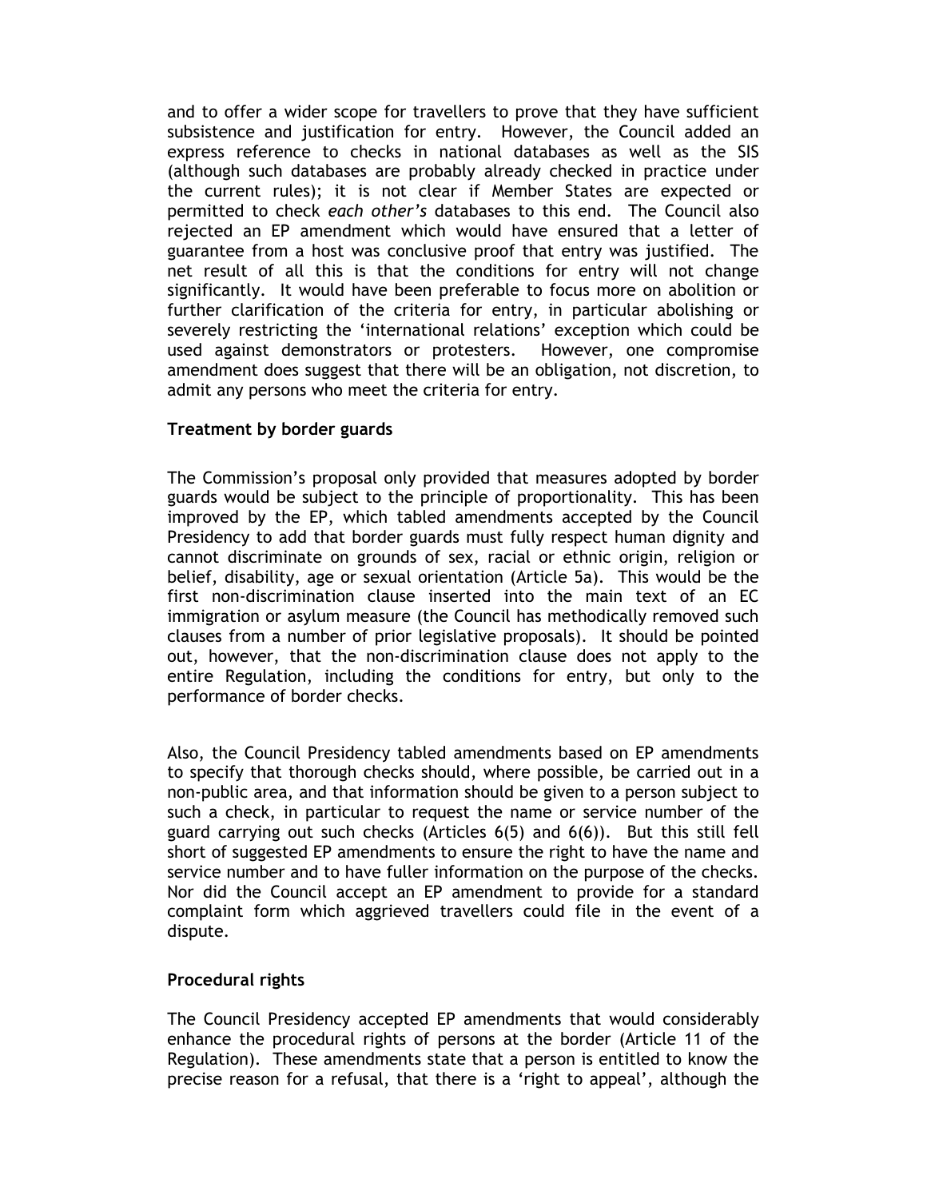and to offer a wider scope for travellers to prove that they have sufficient subsistence and justification for entry. However, the Council added an express reference to checks in national databases as well as the SIS (although such databases are probably already checked in practice under the current rules); it is not clear if Member States are expected or permitted to check *each other's* databases to this end. The Council also rejected an EP amendment which would have ensured that a letter of guarantee from a host was conclusive proof that entry was justified. The net result of all this is that the conditions for entry will not change significantly. It would have been preferable to focus more on abolition or further clarification of the criteria for entry, in particular abolishing or severely restricting the 'international relations' exception which could be used against demonstrators or protesters. However, one compromise amendment does suggest that there will be an obligation, not discretion, to admit any persons who meet the criteria for entry.

**Treatment by border guards**

The Commission's proposal only provided that measures adopted by border guards would be subject to the principle of proportionality. This has been improved by the EP, which tabled amendments accepted by the Council Presidency to add that border guards must fully respect human dignity and cannot discriminate on grounds of sex, racial or ethnic origin, religion or belief, disability, age or sexual orientation (Article 5a). This would be the first non-discrimination clause inserted into the main text of an EC immigration or asylum measure (the Council has methodically removed such clauses from a number of prior legislative proposals). It should be pointed out, however, that the non-discrimination clause does not apply to the entire Regulation, including the conditions for entry, but only to the performance of border checks.

Also, the Council Presidency tabled amendments based on EP amendments to specify that thorough checks should, where possible, be carried out in a non-public area, and that information should be given to a person subject to such a check, in particular to request the name or service number of the guard carrying out such checks (Articles 6(5) and 6(6)). But this still fell short of suggested EP amendments to ensure the right to have the name and service number and to have fuller information on the purpose of the checks. Nor did the Council accept an EP amendment to provide for a standard complaint form which aggrieved travellers could file in the event of a dispute.

**Procedural rights**

The Council Presidency accepted EP amendments that would considerably enhance the procedural rights of persons at the border (Article 11 of the Regulation). These amendments state that a person is entitled to know the precise reason for a refusal, that there is a 'right to appeal', although the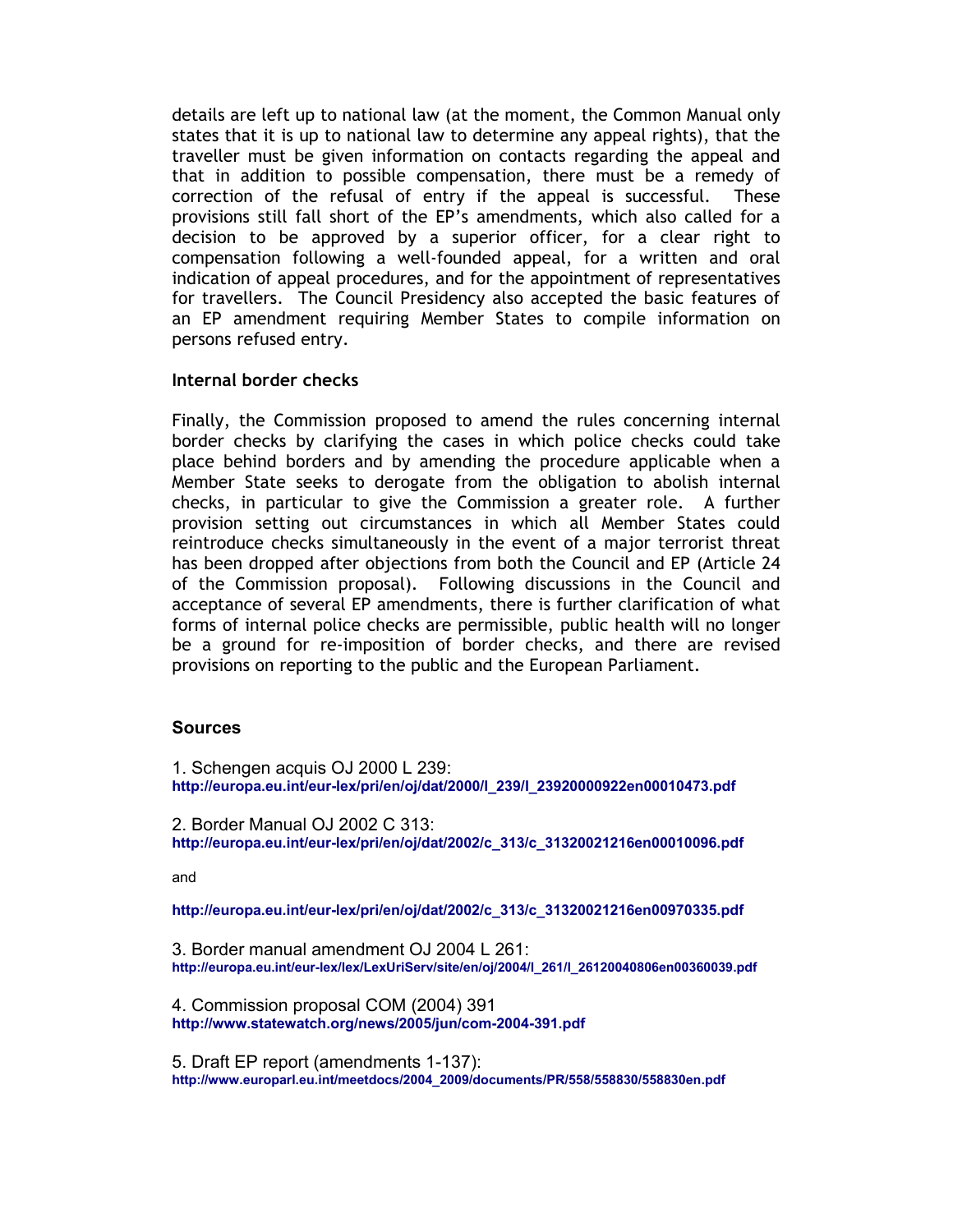details are left up to national law (at the moment, the Common Manual only states that it is up to national law to determine any appeal rights), that the traveller must be given information on contacts regarding the appeal and that in addition to possible compensation, there must be a remedy of correction of the refusal of entry if the appeal is successful. These provisions still fall short of the EP's amendments, which also called for a decision to be approved by a superior officer, for a clear right to compensation following a well-founded appeal, for a written and oral indication of appeal procedures, and for the appointment of representatives for travellers. The Council Presidency also accepted the basic features of an EP amendment requiring Member States to compile information on persons refused entry.

**Internal border checks**

Finally, the Commission proposed to amend the rules concerning internal border checks by clarifying the cases in which police checks could take place behind borders and by amending the procedure applicable when a Member State seeks to derogate from the obligation to abolish internal checks, in particular to give the Commission a greater role. A further provision setting out circumstances in which all Member States could reintroduce checks simultaneously in the event of a major terrorist threat has been dropped after objections from both the Council and EP (Article 24 of the Commission proposal). Following discussions in the Council and acceptance of several EP amendments, there is further clarification of what forms of internal police checks are permissible, public health will no longer be a ground for re-imposition of border checks, and there are revised provisions on reporting to the public and the European Parliament.

## Sources

1. Schengen acquis OJ 2000 L 239:
**http://europa.eu.int/eur-lex/pri/en/oj/dat/2000/l_239/l_23920000922en00010473.pdf**

2. Border Manual OJ 2002 C 313:
**http://europa.eu.int/eur-lex/pri/en/oj/dat/2002/c_313/c_31320021216en00010096.pdf**

and

**http://europa.eu.int/eur-lex/pri/en/oj/dat/2002/c_313/c_31320021216en00970335.pdf**

3. Border manual amendment OJ 2004 L 261:
**http://europa.eu.int/eur-lex/lex/LexUriServ/site/en/oj/2004/l_261/l_26120040806en00360039.pdf**

4. Commission proposal COM (2004) 391
**http://www.statewatch.org/news/2005/jun/com-2004-391.pdf**

5. Draft EP report (amendments 1-137):
**http://www.europarl.eu.int/meetdocs/2004_2009/documents/PR/558/558830/558830en.pdf**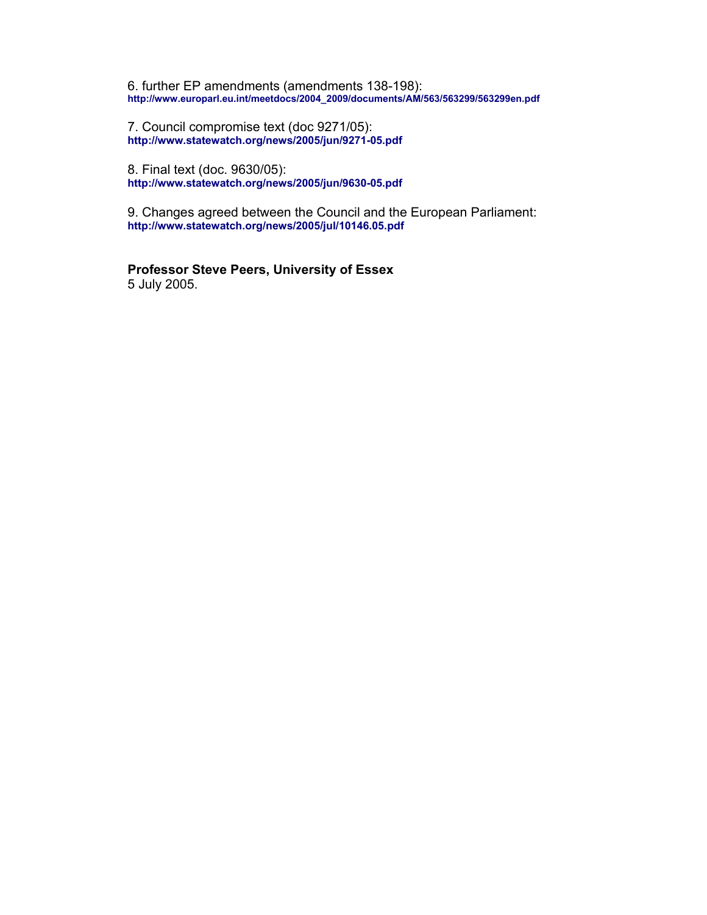6. further EP amendments (amendments 138-198):
**http://www.europarl.eu.int/meetdocs/2004_2009/documents/AM/563/563299/563299en.pdf**

7. Council compromise text (doc 9271/05):
**http://www.statewatch.org/news/2005/jun/9271-05.pdf**

8. Final text (doc. 9630/05):
**http://www.statewatch.org/news/2005/jun/9630-05.pdf**

9. Changes agreed between the Council and the European Parliament:
**http://www.statewatch.org/news/2005/jul/10146.05.pdf**

**Professor Steve Peers, University of Essex**
5 July 2005.